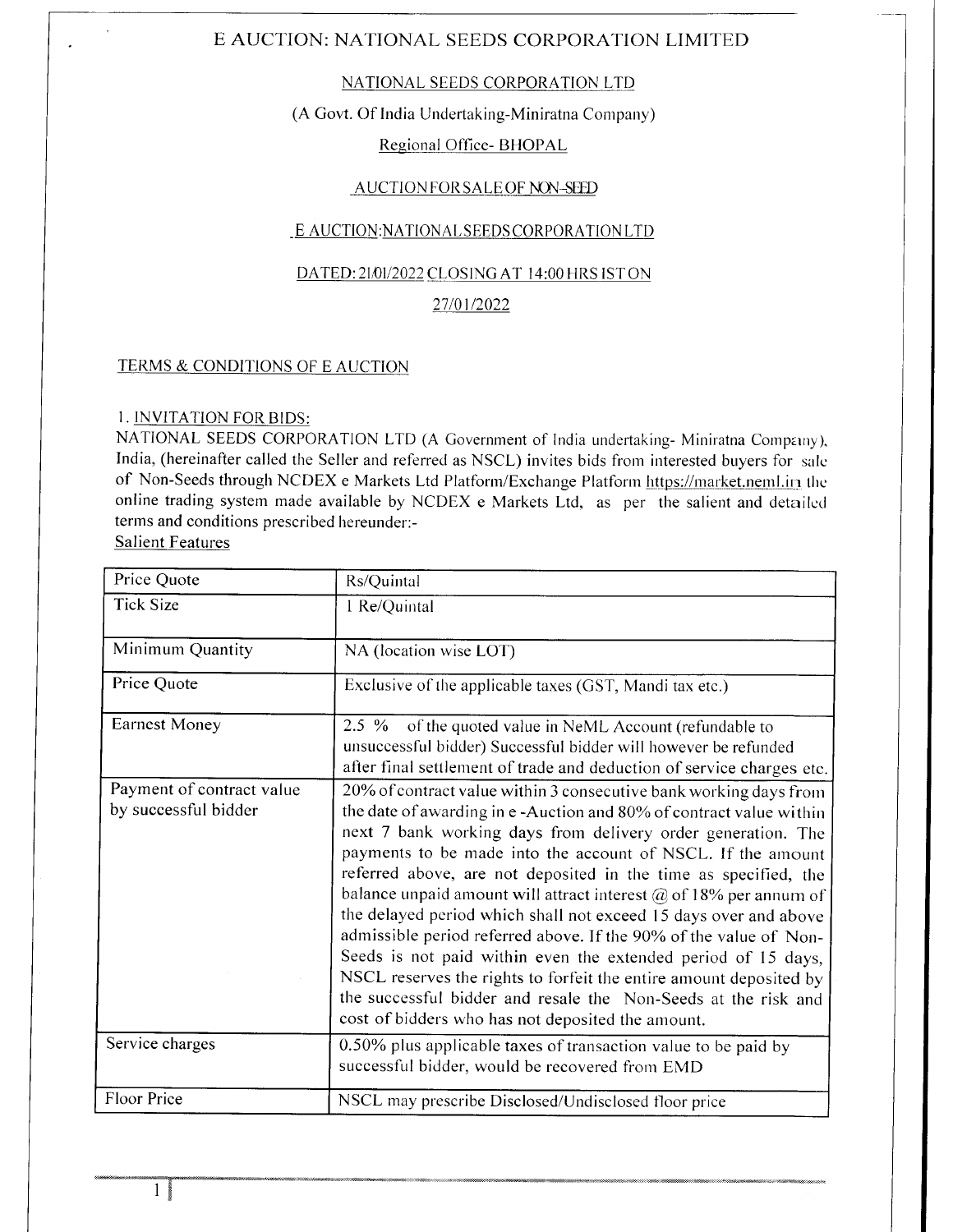# E AUCTION: NATIONAL SEEDS CORPORATION LIMITED

NATIONAL SEEDS CORPORATION LTD

(A Govt. Of India Undertaking-Miniratna Company)

Regional Office- BHOPAL

AUCTION FOR SALE OF NON-SEED

E AUCTION:NATIONAL SEEDS CORPORATION LTD

DATED: 21/01/2022 CLOSING AT 14:00 HRS IST ON 27/01/2022

## TERMS & CONDITIONS OF E AUCTION

### 1. INVITATION FOR BIDS:

NATIONAL SEEDS CORPORATION LTD (A Government of India undertaking- Miniratna Company), India, (hereinafter called the Seller and referred as NSCL) invites bids from interested buyers for sale of Non-Seeds through NCDEX e Markets Ltd Platform/Exchange Platform https://market.neml.in the online trading system made available by NCDEX e Markets Ltd, as per the salient and detailed terms and conditions prescribed hereunder:-

Salient Features

| Price Quote | Rs/Quintal |
|---|---|
| Tick Size | 1 Re/Quintal |
| Minimum Quantity | NA (location wise LOT) |
| Price Quote | Exclusive of the applicable taxes (GST, Mandi tax etc.) |
| Earnest Money | 2.5 % of the quoted value in NeML Account (refundable to unsuccessful bidder) Successful bidder will however be refunded after final settlement of trade and deduction of service charges etc. |
| Payment of contract value by successful bidder | 20% of contract value within 3 consecutive bank working days from the date of awarding in e -Auction and 80% of contract value within next 7 bank working days from delivery order generation. The payments to be made into the account of NSCL. If the amount referred above, are not deposited in the time as specified, the balance unpaid amount will attract interest @ of 18% per annum of the delayed period which shall not exceed 15 days over and above admissible period referred above. If the 90% of the value of Non-Seeds is not paid within even the extended period of 15 days, NSCL reserves the rights to forfeit the entire amount deposited by the successful bidder and resale the Non-Seeds at the risk and cost of bidders who has not deposited the amount. |
| Service charges | 0.50% plus applicable taxes of transaction value to be paid by successful bidder, would be recovered from EMD |
| Floor Price | NSCL may prescribe Disclosed/Undisclosed floor price |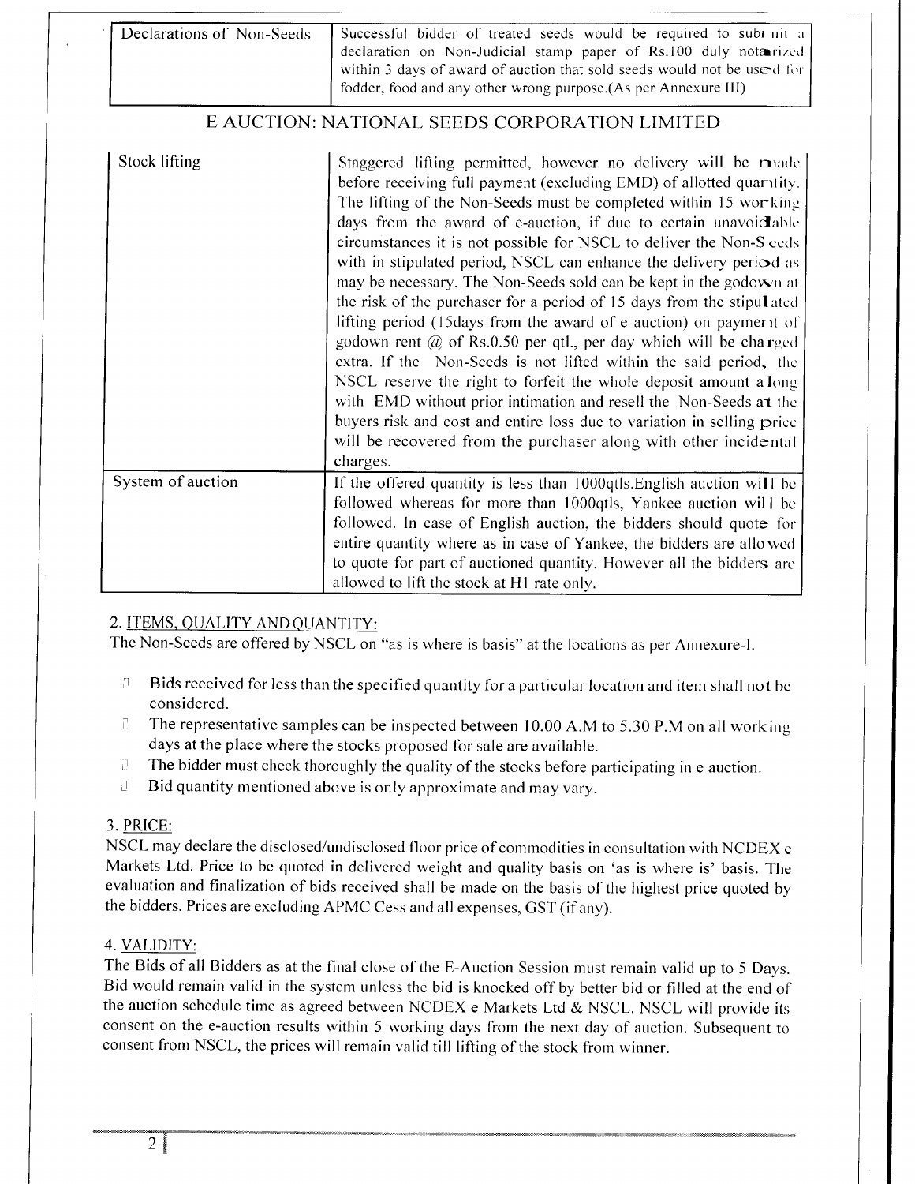| Declarations of Non-Seeds | Successful bidder of treated seeds would be required to submit a declaration on Non-Judicial stamp paper of Rs.100 duly notarized within 3 days of award of auction that sold seeds would not be used for fodder, food and any other wrong purpose.(As per Annexure III) |
|---|---|

## E AUCTION: NATIONAL SEEDS CORPORATION LIMITED

| Stock lifting | Staggered lifting permitted, however no delivery will be made before receiving full payment (excluding EMD) of allotted quantity. The lifting of the Non-Seeds must be completed within 15 working days from the award of e-auction, if due to certain unavoidable circumstances it is not possible for NSCL to deliver the Non-Seeds with in stipulated period, NSCL can enhance the delivery period as may be necessary. The Non-Seeds sold can be kept in the godown at the risk of the purchaser for a period of 15 days from the stipulated lifting period (15days from the award of e auction) on payment of godown rent @ of Rs.0.50 per qtl., per day which will be charged extra. If the Non-Seeds is not lifted within the said period, the NSCL reserve the right to forfeit the whole deposit amount along with EMD without prior intimation and resell the Non-Seeds at the buyers risk and cost and entire loss due to variation in selling price will be recovered from the purchaser along with other incidental charges. |
|---|---|
| System of auction | If the offered quantity is less than 1000qtls.English auction will be followed whereas for more than 1000qtls, Yankee auction will be followed. In case of English auction, the bidders should quote for entire quantity where as in case of Yankee, the bidders are allowed to quote for part of auctioned quantity. However all the bidders are allowed to lift the stock at H1 rate only. |

### 2. ITEMS, QUALITY AND QUANTITY:

The Non-Seeds are offered by NSCL on "as is where is basis" at the locations as per Annexure-I.

- Bids received for less than the specified quantity for a particular location and item shall not be considered.
- The representative samples can be inspected between 10.00 A.M to 5.30 P.M on all working days at the place where the stocks proposed for sale are available.
- The bidder must check thoroughly the quality of the stocks before participating in e auction.
- Bid quantity mentioned above is only approximate and may vary.

### 3. PRICE:

NSCL may declare the disclosed/undisclosed floor price of commodities in consultation with NCDEX e Markets Ltd. Price to be quoted in delivered weight and quality basis on 'as is where is' basis. The evaluation and finalization of bids received shall be made on the basis of the highest price quoted by the bidders. Prices are excluding APMC Cess and all expenses, GST (if any).

### 4. VALIDITY:

The Bids of all Bidders as at the final close of the E-Auction Session must remain valid up to 5 Days. Bid would remain valid in the system unless the bid is knocked off by better bid or filled at the end of the auction schedule time as agreed between NCDEX e Markets Ltd & NSCL. NSCL will provide its consent on the e-auction results within 5 working days from the next day of auction. Subsequent to consent from NSCL, the prices will remain valid till lifting of the stock from winner.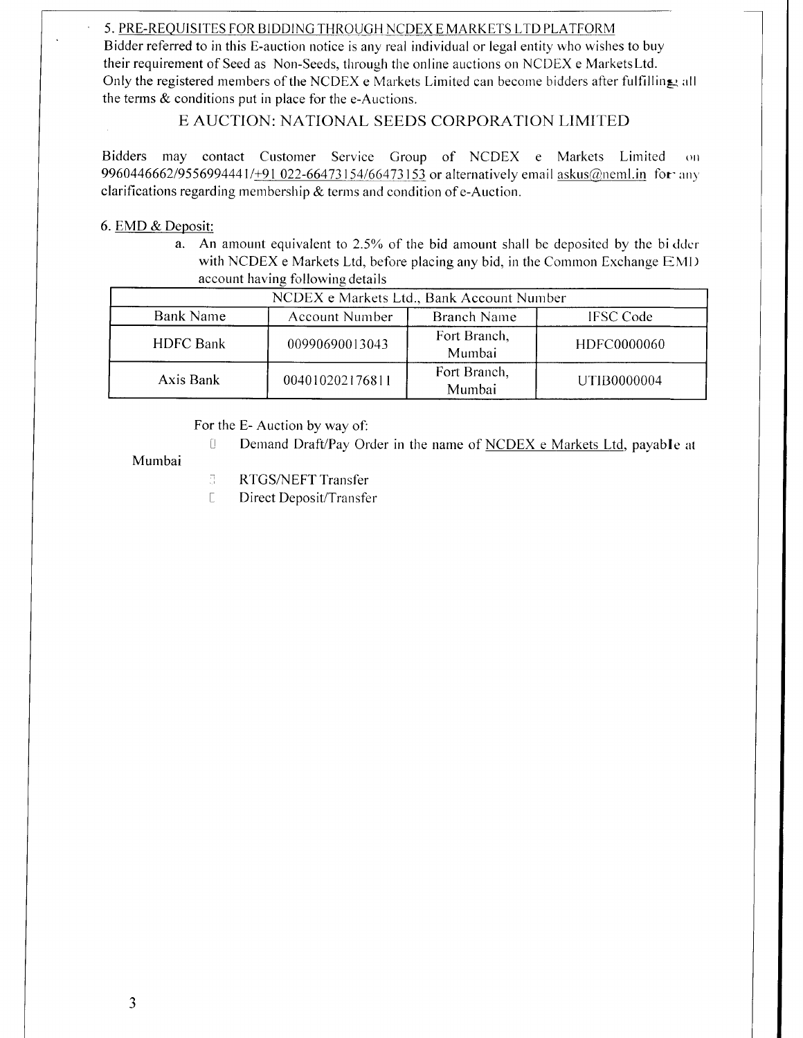5. PRE-REQUISITES FOR BIDDING THROUGH NCDEX E MARKETS LTD PLATFORM

Bidder referred to in this E-auction notice is any real individual or legal entity who wishes to buy their requirement of Seed as Non-Seeds, through the online auctions on NCDEX e Markets Ltd. Only the registered members of the NCDEX e Markets Limited can become bidders after fulfilling all the terms & conditions put in place for the e-Auctions.

## E AUCTION: NATIONAL SEEDS CORPORATION LIMITED

Bidders may contact Customer Service Group of NCDEX e Markets Limited on 9960446662/9556994441/+91 022-66473154/66473153 or alternatively email askus@neml.in for any clarifications regarding membership & terms and condition of e-Auction.

6. EMD & Deposit:

a. An amount equivalent to 2.5% of the bid amount shall be deposited by the bidder with NCDEX e Markets Ltd, before placing any bid, in the Common Exchange EMD account having following details

| NCDEX e Markets Ltd., Bank Account Number | | | |
|---|---|---|---|
| Bank Name | Account Number | Branch Name | IFSC Code |
| HDFC Bank | 00990690013043 | Fort Branch, Mumbai | HDFC0000060 |
| Axis Bank | 004010202176811 | Fort Branch, Mumbai | UTIB0000004 |

For the E- Auction by way of:

- Demand Draft/Pay Order in the name of NCDEX e Markets Ltd, payable at Mumbai
- RTGS/NEFT Transfer
- Direct Deposit/Transfer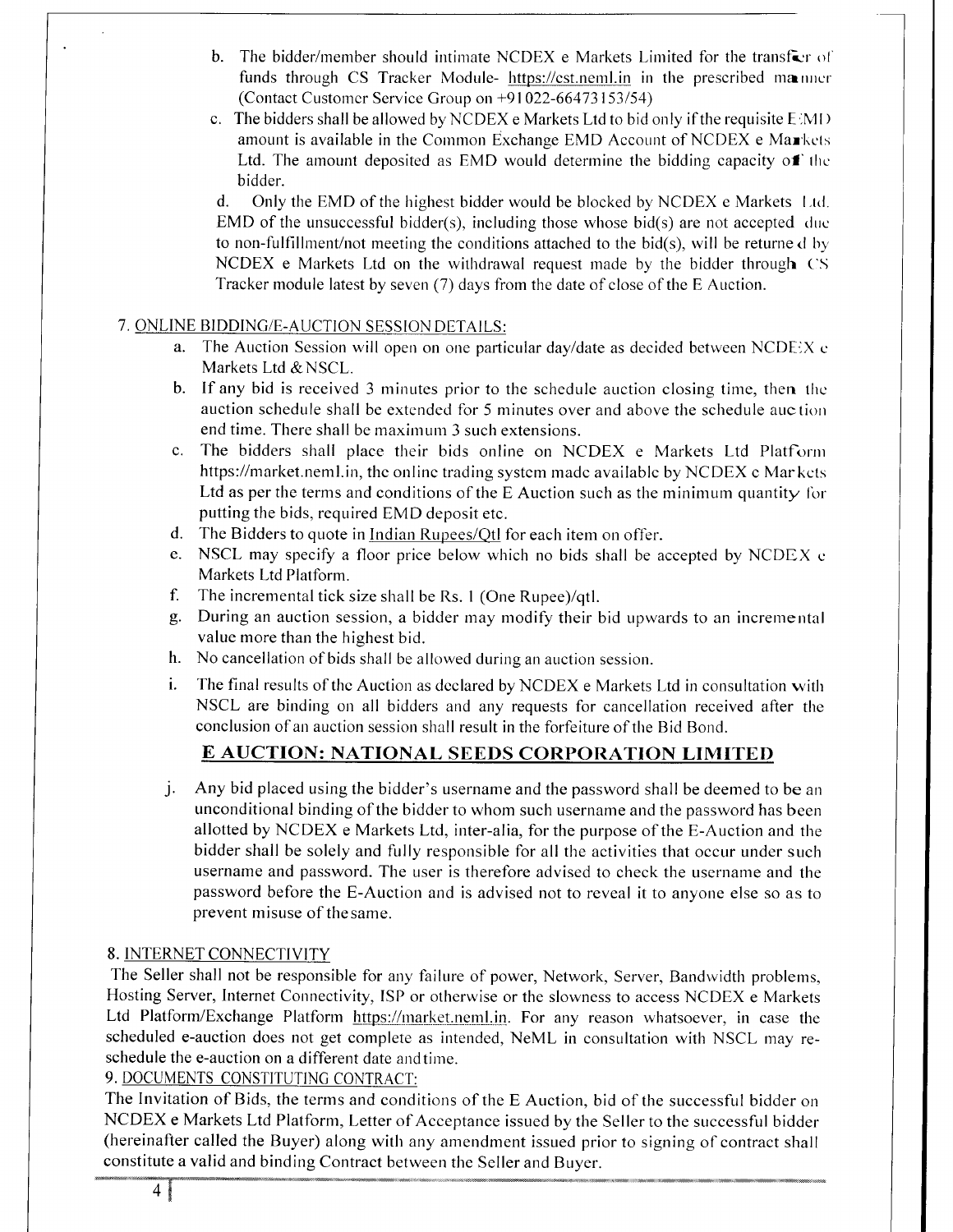b. The bidder/member should intimate NCDEX e Markets Limited for the transfer of funds through CS Tracker Module- https://cst.neml.in in the prescribed manner (Contact Customer Service Group on +91 022-66473153/54)

c. The bidders shall be allowed by NCDEX e Markets Ltd to bid only if the requisite EMD amount is available in the Common Exchange EMD Account of NCDEX e Markets Ltd. The amount deposited as EMD would determine the bidding capacity of the bidder.

d. Only the EMD of the highest bidder would be blocked by NCDEX e Markets Ltd. EMD of the unsuccessful bidder(s), including those whose bid(s) are not accepted due to non-fulfillment/not meeting the conditions attached to the bid(s), will be returned by NCDEX e Markets Ltd on the withdrawal request made by the bidder through CS Tracker module latest by seven (7) days from the date of close of the E Auction.

7. ONLINE BIDDING/E-AUCTION SESSION DETAILS:

a. The Auction Session will open on one particular day/date as decided between NCDEX e Markets Ltd & NSCL.

b. If any bid is received 3 minutes prior to the schedule auction closing time, then the auction schedule shall be extended for 5 minutes over and above the schedule auction end time. There shall be maximum 3 such extensions.

c. The bidders shall place their bids online on NCDEX e Markets Ltd Platform https://market.neml.in, the online trading system made available by NCDEX e Markets Ltd as per the terms and conditions of the E Auction such as the minimum quantity for putting the bids, required EMD deposit etc.

d. The Bidders to quote in Indian Rupees/Qtl for each item on offer.

e. NSCL may specify a floor price below which no bids shall be accepted by NCDEX e Markets Ltd Platform.

f. The incremental tick size shall be Rs. 1 (One Rupee)/qtl.

g. During an auction session, a bidder may modify their bid upwards to an incremental value more than the highest bid.

h. No cancellation of bids shall be allowed during an auction session.

i. The final results of the Auction as declared by NCDEX e Markets Ltd in consultation with NSCL are binding on all bidders and any requests for cancellation received after the conclusion of an auction session shall result in the forfeiture of the Bid Bond.

## E AUCTION: NATIONAL SEEDS CORPORATION LIMITED

j. Any bid placed using the bidder's username and the password shall be deemed to be an unconditional binding of the bidder to whom such username and the password has been allotted by NCDEX e Markets Ltd, inter-alia, for the purpose of the E-Auction and the bidder shall be solely and fully responsible for all the activities that occur under such username and password. The user is therefore advised to check the username and the password before the E-Auction and is advised not to reveal it to anyone else so as to prevent misuse of the same.

8. INTERNET CONNECTIVITY

The Seller shall not be responsible for any failure of power, Network, Server, Bandwidth problems, Hosting Server, Internet Connectivity, ISP or otherwise or the slowness to access NCDEX e Markets Ltd Platform/Exchange Platform https://market.neml.in. For any reason whatsoever, in case the scheduled e-auction does not get complete as intended, NeML in consultation with NSCL may re-schedule the e-auction on a different date and time.

9. DOCUMENTS CONSTITUTING CONTRACT:

The Invitation of Bids, the terms and conditions of the E Auction, bid of the successful bidder on NCDEX e Markets Ltd Platform, Letter of Acceptance issued by the Seller to the successful bidder (hereinafter called the Buyer) along with any amendment issued prior to signing of contract shall constitute a valid and binding Contract between the Seller and Buyer.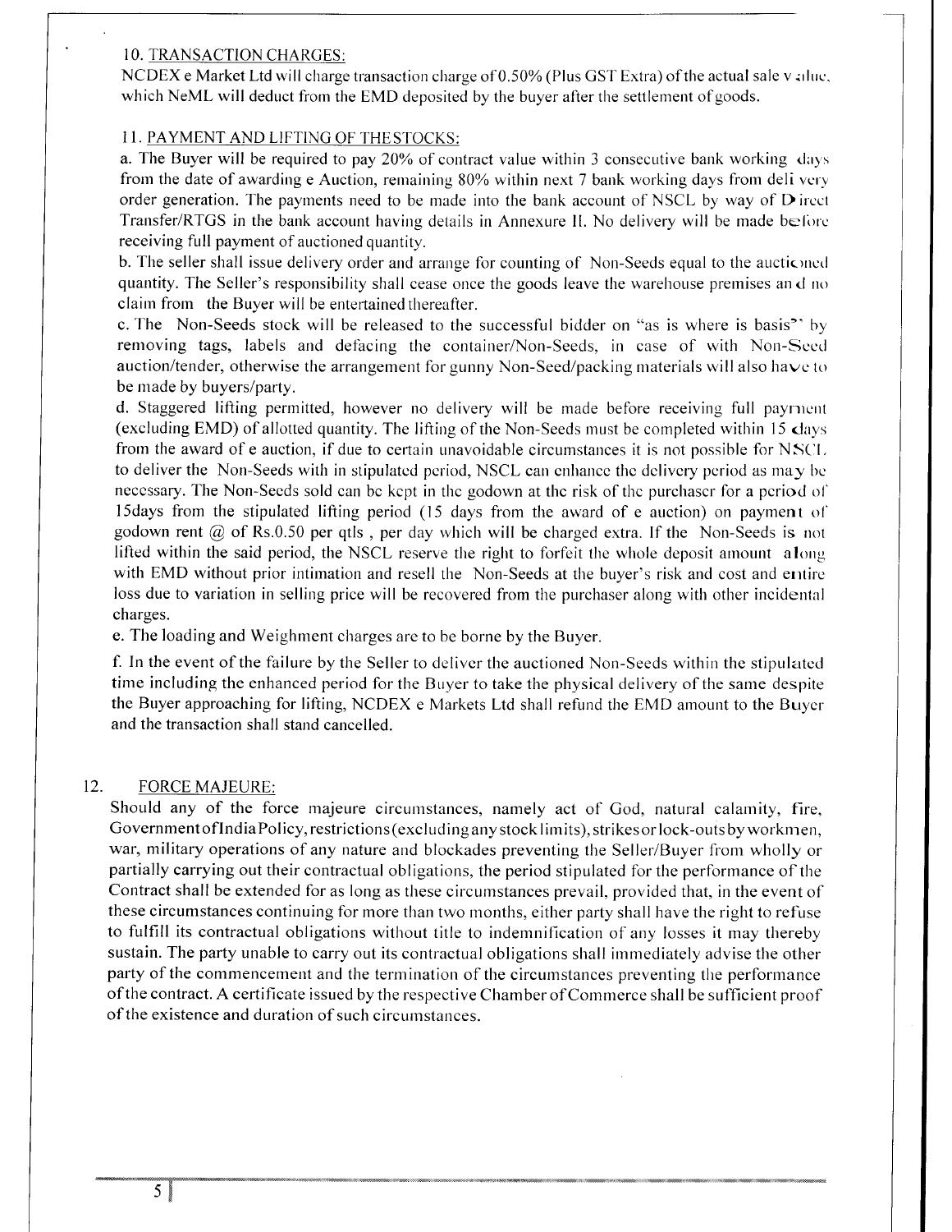10. TRANSACTION CHARGES:

NCDEX e Market Ltd will charge transaction charge of 0.50% (Plus GST Extra) of the actual sale value, which NeML will deduct from the EMD deposited by the buyer after the settlement of goods.

11. PAYMENT AND LIFTING OF THE STOCKS:

a. The Buyer will be required to pay 20% of contract value within 3 consecutive bank working days from the date of awarding e Auction, remaining 80% within next 7 bank working days from delivery order generation. The payments need to be made into the bank account of NSCL by way of Direct Transfer/RTGS in the bank account having details in Annexure II. No delivery will be made before receiving full payment of auctioned quantity.

b. The seller shall issue delivery order and arrange for counting of Non-Seeds equal to the auctioned quantity. The Seller's responsibility shall cease once the goods leave the warehouse premises and no claim from the Buyer will be entertained thereafter.

c. The Non-Seeds stock will be released to the successful bidder on "as is where is basis" by removing tags, labels and defacing the container/Non-Seeds, in case of with Non-Seed auction/tender, otherwise the arrangement for gunny Non-Seed/packing materials will also have to be made by buyers/party.

d. Staggered lifting permitted, however no delivery will be made before receiving full payment (excluding EMD) of allotted quantity. The lifting of the Non-Seeds must be completed within 15 days from the award of e auction, if due to certain unavoidable circumstances it is not possible for NSCL to deliver the Non-Seeds with in stipulated period, NSCL can enhance the delivery period as may be necessary. The Non-Seeds sold can be kept in the godown at the risk of the purchaser for a period of 15days from the stipulated lifting period (15 days from the award of e auction) on payment of godown rent @ of Rs.0.50 per qtls , per day which will be charged extra. If the Non-Seeds is not lifted within the said period, the NSCL reserve the right to forfeit the whole deposit amount along with EMD without prior intimation and resell the Non-Seeds at the buyer's risk and cost and entire loss due to variation in selling price will be recovered from the purchaser along with other incidental charges.

e. The loading and Weighment charges are to be borne by the Buyer.

f. In the event of the failure by the Seller to deliver the auctioned Non-Seeds within the stipulated time including the enhanced period for the Buyer to take the physical delivery of the same despite the Buyer approaching for lifting, NCDEX e Markets Ltd shall refund the EMD amount to the Buyer and the transaction shall stand cancelled.

12. FORCE MAJEURE:

Should any of the force majeure circumstances, namely act of God, natural calamity, fire, Government of India Policy, restrictions (excluding any stock limits), strikes or lock-outs by workmen, war, military operations of any nature and blockades preventing the Seller/Buyer from wholly or partially carrying out their contractual obligations, the period stipulated for the performance of the Contract shall be extended for as long as these circumstances prevail, provided that, in the event of these circumstances continuing for more than two months, either party shall have the right to refuse to fulfill its contractual obligations without title to indemnification of any losses it may thereby sustain. The party unable to carry out its contractual obligations shall immediately advise the other party of the commencement and the termination of the circumstances preventing the performance of the contract. A certificate issued by the respective Chamber of Commerce shall be sufficient proof of the existence and duration of such circumstances.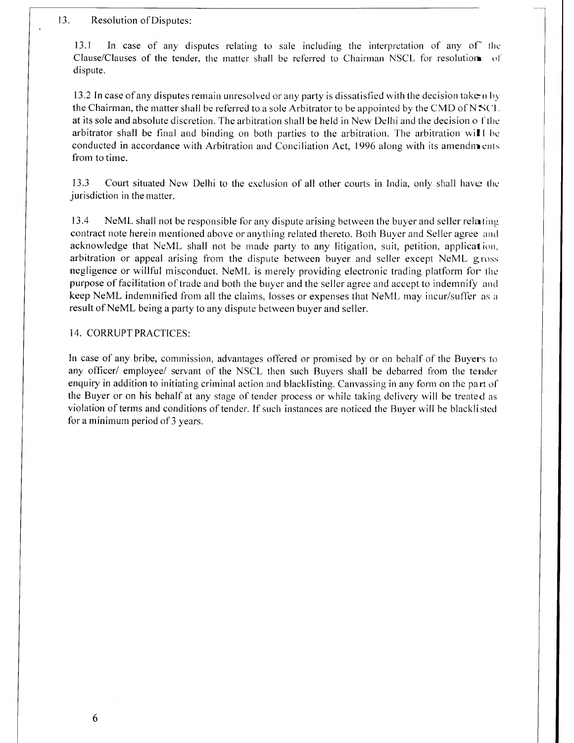## 13. Resolution of Disputes:

13.1 In case of any disputes relating to sale including the interpretation of any of the Clause/Clauses of the tender, the matter shall be referred to Chairman NSCL for resolution of dispute.

13.2 In case of any disputes remain unresolved or any party is dissatisfied with the decision taken by the Chairman, the matter shall be referred to a sole Arbitrator to be appointed by the CMD of NSCL at its sole and absolute discretion. The arbitration shall be held in New Delhi and the decision of the arbitrator shall be final and binding on both parties to the arbitration. The arbitration will be conducted in accordance with Arbitration and Conciliation Act, 1996 along with its amendments from to time.

13.3 Court situated New Delhi to the exclusion of all other courts in India, only shall have the jurisdiction in the matter.

13.4 NeML shall not be responsible for any dispute arising between the buyer and seller relating contract note herein mentioned above or anything related thereto. Both Buyer and Seller agree and acknowledge that NeML shall not be made party to any litigation, suit, petition, application, arbitration or appeal arising from the dispute between buyer and seller except NeML gross negligence or willful misconduct. NeML is merely providing electronic trading platform for the purpose of facilitation of trade and both the buyer and the seller agree and accept to indemnify and keep NeML indemnified from all the claims, losses or expenses that NeML may incur/suffer as a result of NeML being a party to any dispute between buyer and seller.

## 14. CORRUPT PRACTICES:

In case of any bribe, commission, advantages offered or promised by or on behalf of the Buyers to any officer/ employee/ servant of the NSCL then such Buyers shall be debarred from the tender enquiry in addition to initiating criminal action and blacklisting. Canvassing in any form on the part of the Buyer or on his behalf at any stage of tender process or while taking delivery will be treated as violation of terms and conditions of tender. If such instances are noticed the Buyer will be blacklisted for a minimum period of 3 years.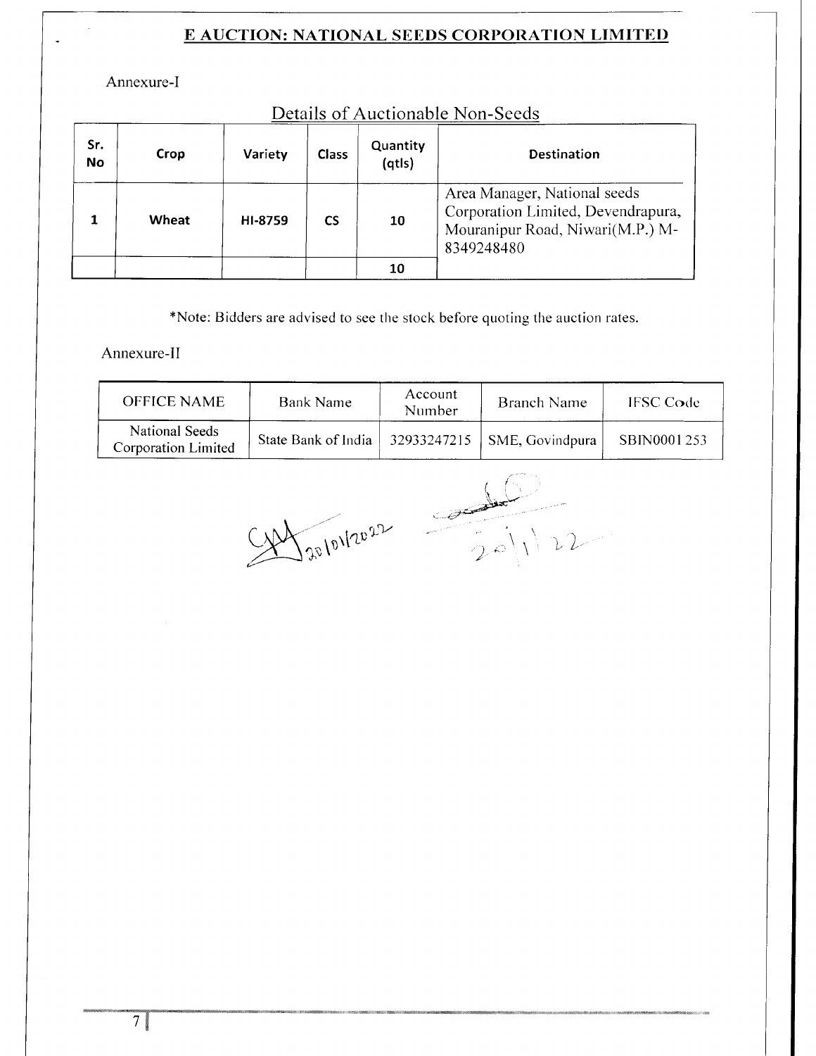# E AUCTION: NATIONAL SEEDS CORPORATION LIMITED

Annexure-I

## Details of Auctionable Non-Seeds

| Sr. No | Crop | Variety | Class | Quantity (qtls) | Destination |
|---|---|---|---|---|---|
| 1 | Wheat | HI-8759 | CS | 10 | Area Manager, National seeds Corporation Limited, Devendrapura, Mouranipur Road, Niwari(M.P.) M-8349248480 |
| | | | | 10 | |

*Note: Bidders are advised to see the stock before quoting the auction rates.

Annexure-II

| OFFICE NAME | Bank Name | Account Number | Branch Name | IFSC Code |
|---|---|---|---|---|
| National Seeds Corporation Limited | State Bank of India | 32933247215 | SME, Govindpura | SBIN0001253 |

20/01/2022 20/1/22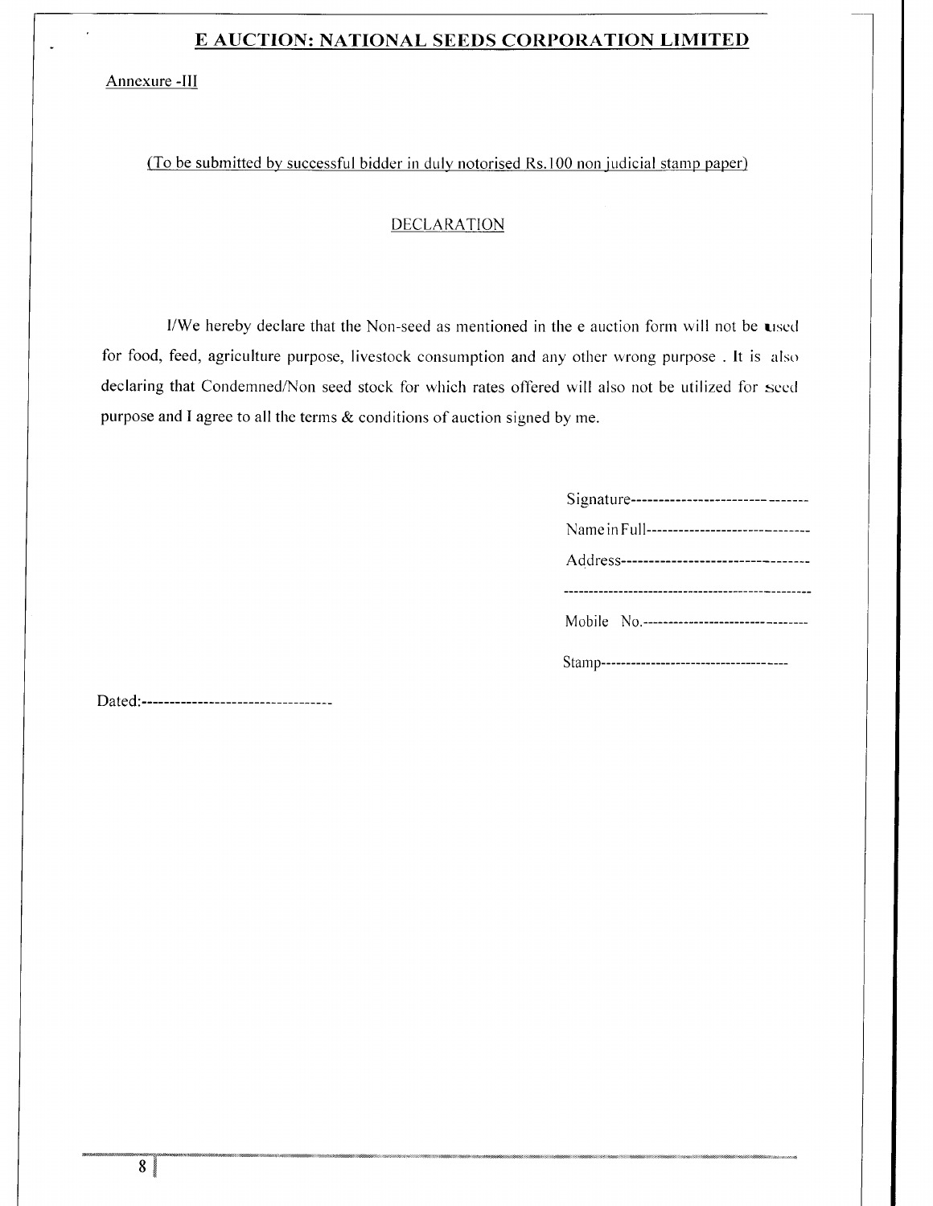# E AUCTION: NATIONAL SEEDS CORPORATION LIMITED

Annexure -III

(To be submitted by successful bidder in duly notorised Rs.100 non judicial stamp paper)

DECLARATION

I/We hereby declare that the Non-seed as mentioned in the e auction form will not be used for food, feed, agriculture purpose, livestock consumption and any other wrong purpose . It is also declaring that Condemned/Non seed stock for which rates offered will also not be utilized for seed purpose and I agree to all the terms & conditions of auction signed by me.

Signature-------------------------------------

Name in Full-------------------------------------

Address-------------------------------------

----------------------------------------------------

Mobile No.-------------------------------------

Stamp-------------------------------------

Dated:-----------------------------------